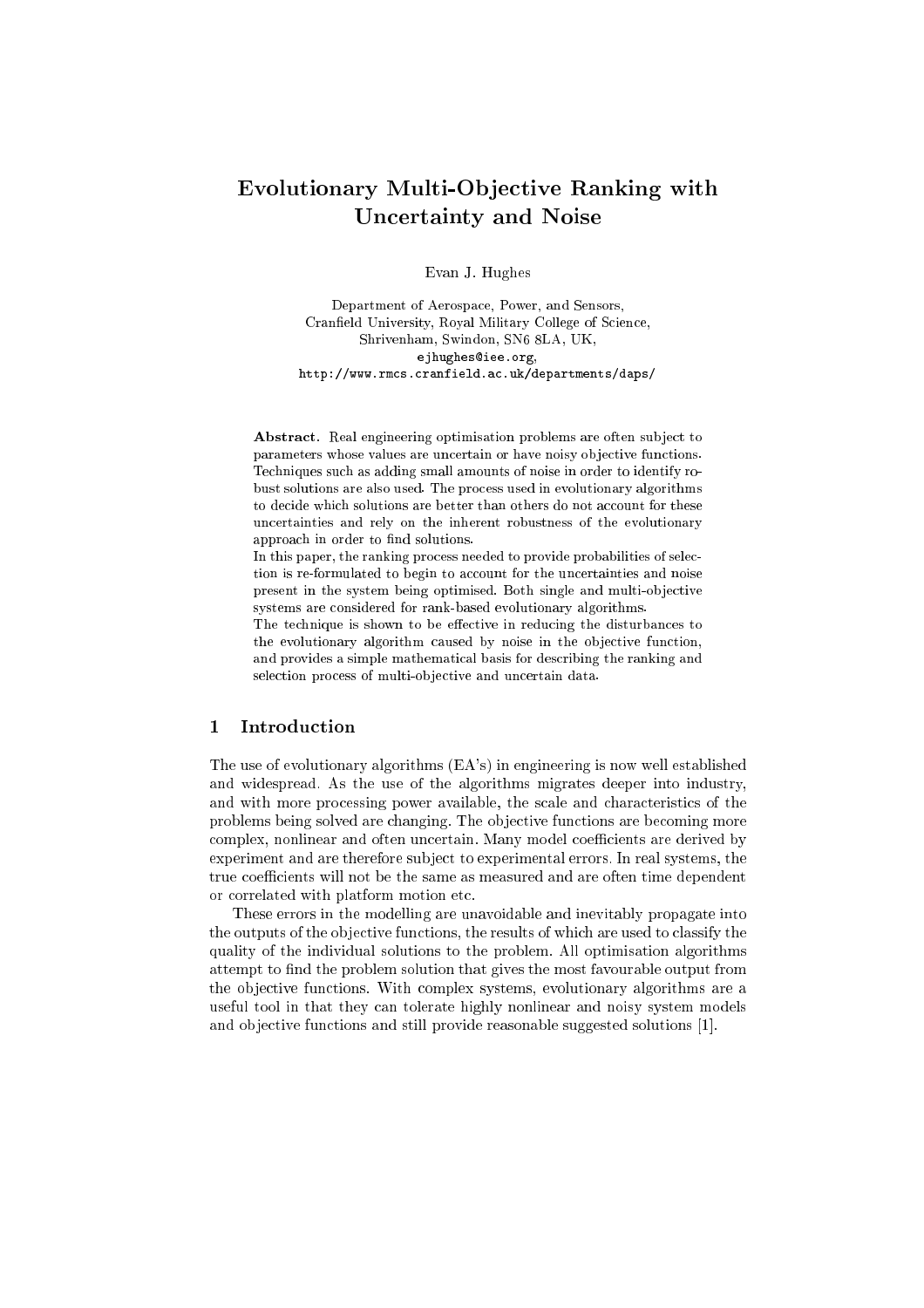# Evolutionary Multi-Objective Ranking with Uncertainty and Noise

Evan J. Hughes

Department of Aerospace, Power, and Sensors,
Cranfield University, Royal Military College of Science,
Shrivenham, Swindon, SN6 8LA, UK,
ejhughes@iee.org,
http://www.rmcs.cranfield.ac.uk/departments/daps/

**Abstract.** Real engineering optimisation problems are often subject to parameters whose values are uncertain or have noisy objective functions. Techniques such as adding small amounts of noise in order to identify robust solutions are also used. The process used in evolutionary algorithms to decide which solutions are better than others do not account for these uncertainties and rely on the inherent robustness of the evolutionary approach in order to find solutions.

In this paper, the ranking process needed to provide probabilities of selection is re-formulated to begin to account for the uncertainties and noise present in the system being optimised. Both single and multi-objective systems are considered for rank-based evolutionary algorithms.

The technique is shown to be effective in reducing the disturbances to the evolutionary algorithm caused by noise in the objective function, and provides a simple mathematical basis for describing the ranking and selection process of multi-objective and uncertain data.

## 1 Introduction

The use of evolutionary algorithms (EA's) in engineering is now well established and widespread. As the use of the algorithms migrates deeper into industry, and with more processing power available, the scale and characteristics of the problems being solved are changing. The objective functions are becoming more complex, nonlinear and often uncertain. Many model coefficients are derived by experiment and are therefore subject to experimental errors. In real systems, the true coefficients will not be the same as measured and are often time dependent or correlated with platform motion etc.

These errors in the modelling are unavoidable and inevitably propagate into the outputs of the objective functions, the results of which are used to classify the quality of the individual solutions to the problem. All optimisation algorithms attempt to find the problem solution that gives the most favourable output from the objective functions. With complex systems, evolutionary algorithms are a useful tool in that they can tolerate highly nonlinear and noisy system models and objective functions and still provide reasonable suggested solutions [1].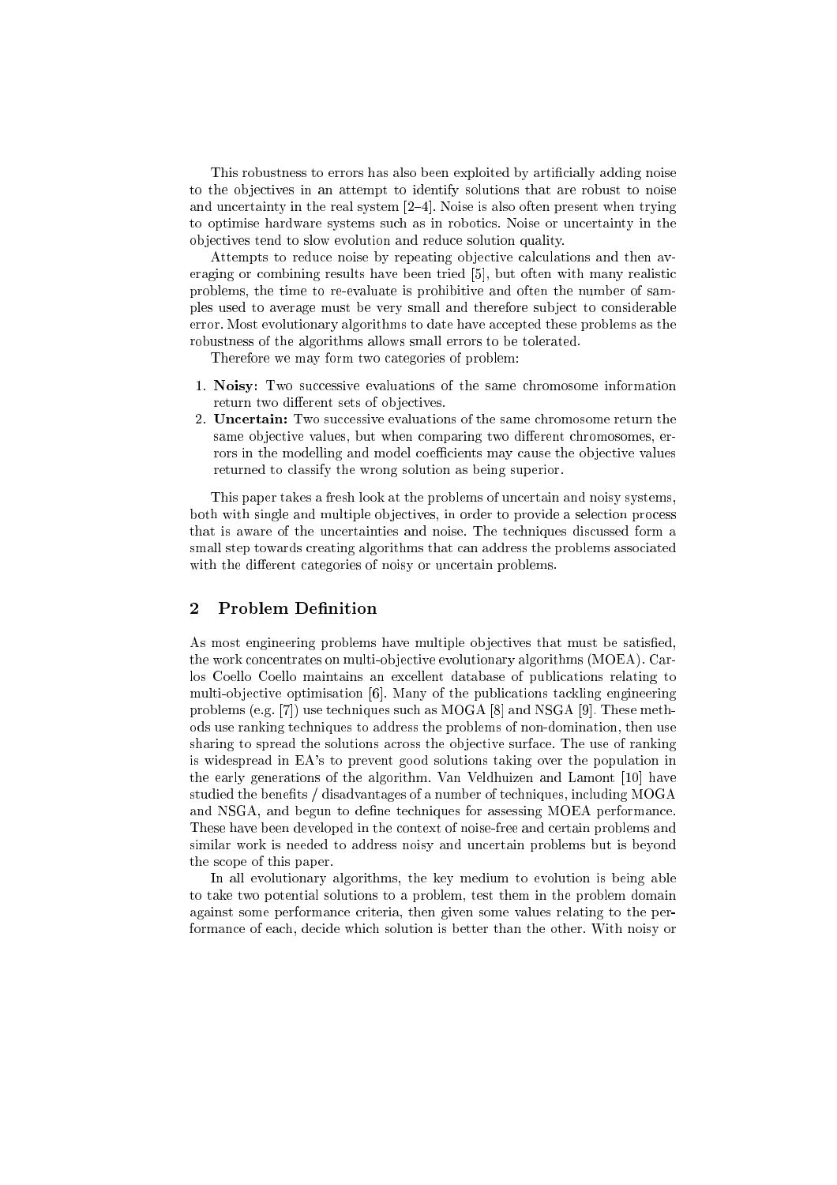This robustness to errors has also been exploited by artificially adding noise to the objectives in an attempt to identify solutions that are robust to noise and uncertainty in the real system [2–4]. Noise is also often present when trying to optimise hardware systems such as in robotics. Noise or uncertainty in the objectives tend to slow evolution and reduce solution quality.

Attempts to reduce noise by repeating objective calculations and then averaging or combining results have been tried [5], but often with many realistic problems, the time to re-evaluate is prohibitive and often the number of samples used to average must be very small and therefore subject to considerable error. Most evolutionary algorithms to date have accepted these problems as the robustness of the algorithms allows small errors to be tolerated.

Therefore we may form two categories of problem:

1. **Noisy:** Two successive evaluations of the same chromosome information return two different sets of objectives.
2. **Uncertain:** Two successive evaluations of the same chromosome return the same objective values, but when comparing two different chromosomes, errors in the modelling and model coefficients may cause the objective values returned to classify the wrong solution as being superior.

This paper takes a fresh look at the problems of uncertain and noisy systems, both with single and multiple objectives, in order to provide a selection process that is aware of the uncertainties and noise. The techniques discussed form a small step towards creating algorithms that can address the problems associated with the different categories of noisy or uncertain problems.

## 2 Problem Definition

As most engineering problems have multiple objectives that must be satisfied, the work concentrates on multi-objective evolutionary algorithms (MOEA). Carlos Coello Coello maintains an excellent database of publications relating to multi-objective optimisation [6]. Many of the publications tackling engineering problems (e.g. [7]) use techniques such as MOGA [8] and NSGA [9]. These methods use ranking techniques to address the problems of non-domination, then use sharing to spread the solutions across the objective surface. The use of ranking is widespread in EA's to prevent good solutions taking over the population in the early generations of the algorithm. Van Veldhuizen and Lamont [10] have studied the benefits / disadvantages of a number of techniques, including MOGA and NSGA, and begun to define techniques for assessing MOEA performance. These have been developed in the context of noise-free and certain problems and similar work is needed to address noisy and uncertain problems but is beyond the scope of this paper.

In all evolutionary algorithms, the key medium to evolution is being able to take two potential solutions to a problem, test them in the problem domain against some performance criteria, then given some values relating to the performance of each, decide which solution is better than the other. With noisy or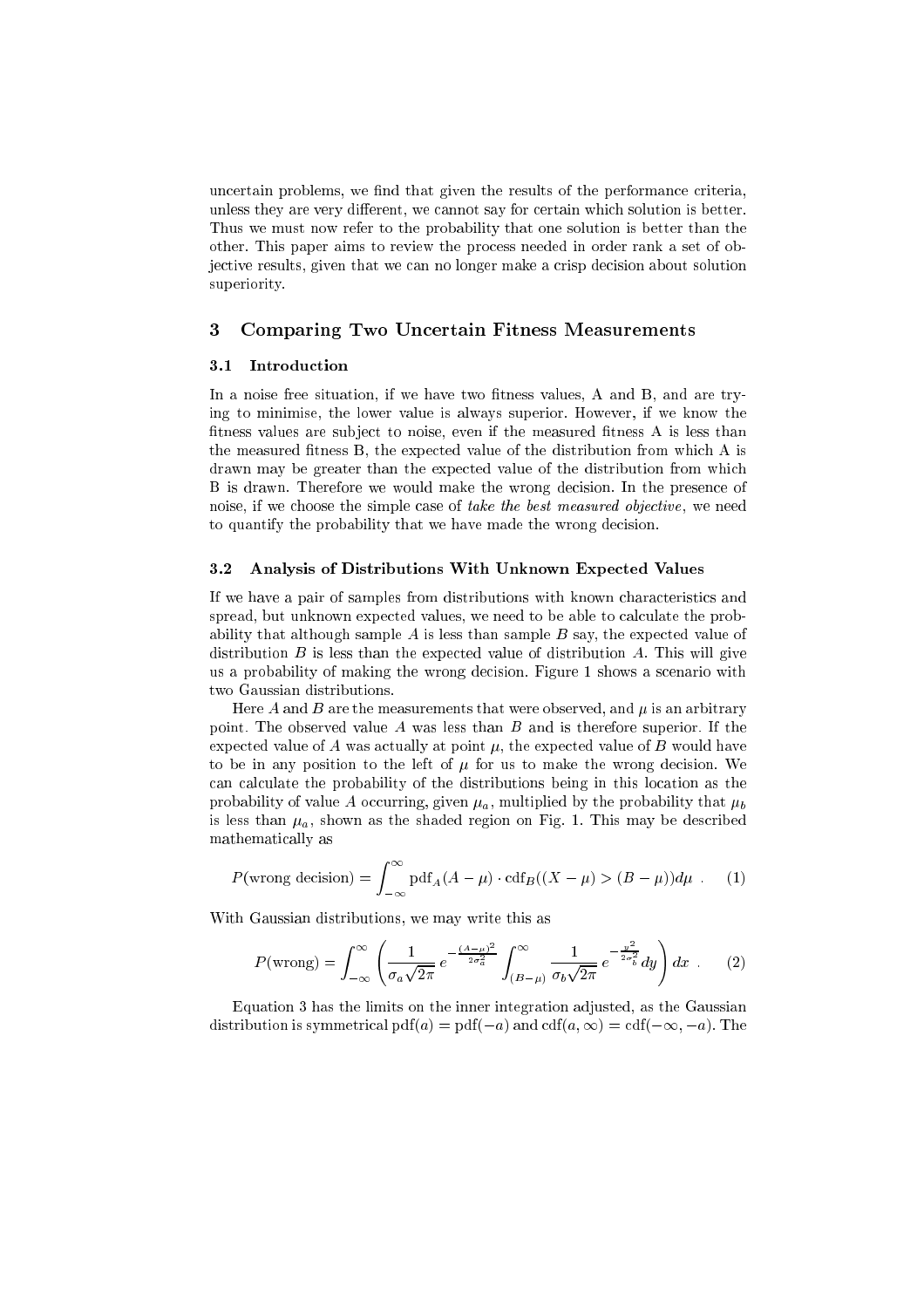uncertain problems, we find that given the results of the performance criteria, unless they are very different, we cannot say for certain which solution is better. Thus we must now refer to the probability that one solution is better than the other. This paper aims to review the process needed in order rank a set of objective results, given that we can no longer make a crisp decision about solution superiority.

## 3 Comparing Two Uncertain Fitness Measurements

### 3.1 Introduction

In a noise free situation, if we have two fitness values, A and B, and are trying to minimise, the lower value is always superior. However, if we know the fitness values are subject to noise, even if the measured fitness A is less than the measured fitness B, the expected value of the distribution from which A is drawn may be greater than the expected value of the distribution from which B is drawn. Therefore we would make the wrong decision. In the presence of noise, if we choose the simple case of *take the best measured objective*, we need to quantify the probability that we have made the wrong decision.

### 3.2 Analysis of Distributions With Unknown Expected Values

If we have a pair of samples from distributions with known characteristics and spread, but unknown expected values, we need to be able to calculate the probability that although sample $A$ is less than sample $B$ say, the expected value of distribution $B$ is less than the expected value of distribution $A$. This will give us a probability of making the wrong decision. Figure 1 shows a scenario with two Gaussian distributions.

Here $A$ and $B$ are the measurements that were observed, and $\mu$ is an arbitrary point. The observed value $A$ was less than $B$ and is therefore superior. If the expected value of $A$ was actually at point $\mu$, the expected value of $B$ would have to be in any position to the left of $\mu$ for us to make the wrong decision. We can calculate the probability of the distributions being in this location as the probability of value $A$ occurring, given $\mu_a$, multiplied by the probability that $\mu_b$ is less than $\mu_a$, shown as the shaded region on Fig. 1. This may be described mathematically as

$$P(\text{wrong decision}) = \int_{-\infty}^{\infty} \text{pdf}_A(A-\mu) \cdot \text{cdf}_B((X-\mu) > (B-\mu))d\mu \ . \tag{1}$$

With Gaussian distributions, we may write this as

$$P(\text{wrong}) = \int_{-\infty}^{\infty} \left( \frac{1}{\sigma_a\sqrt{2\pi}} e^{-\frac{(A-\mu)^2}{2\sigma_a^2}} \int_{(B-\mu)}^{\infty} \frac{1}{\sigma_b\sqrt{2\pi}} e^{-\frac{y^2}{2\sigma_b^2}} dy \right) dx \ . \tag{2}$$

Equation 3 has the limits on the inner integration adjusted, as the Gaussian distribution is symmetrical $\text{pdf}(a) = \text{pdf}(-a)$ and $\text{cdf}(a, \infty) = \text{cdf}(-\infty, -a)$. The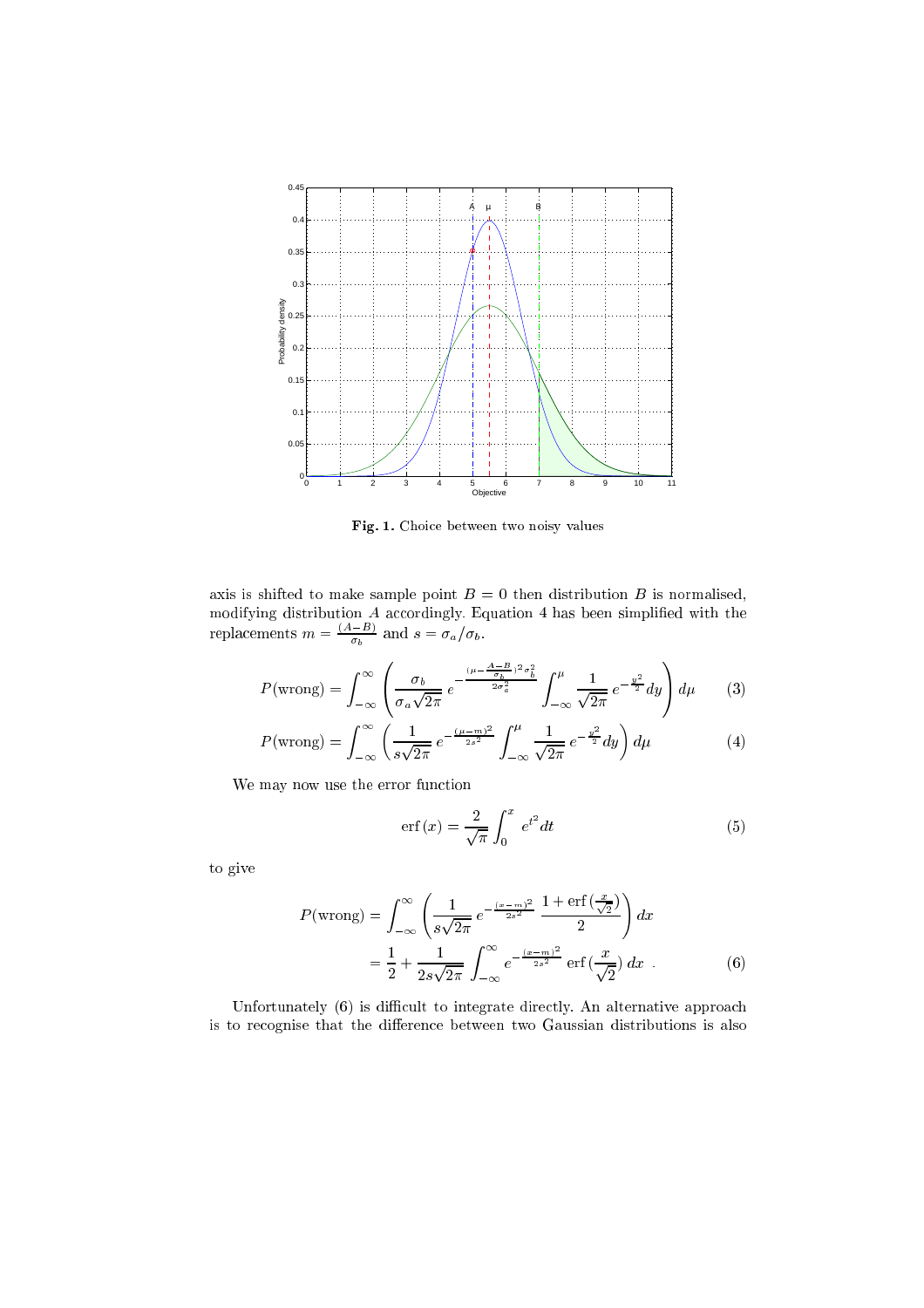**Fig. 1.** Choice between two noisy values

axis is shifted to make sample point $B = 0$ then distribution $B$ is normalised, modifying distribution $A$ accordingly. Equation 4 has been simplified with the replacements $m = \frac{(A-B)}{\sigma_b}$ and $s = \sigma_a/\sigma_b$.

$$P(\text{wrong}) = \int_{-\infty}^{\infty} \left( \frac{\sigma_b}{\sigma_a\sqrt{2\pi}} \, e^{-\frac{(\mu - \frac{A-B}{\sigma_b})^2 \sigma_b^2}{2\sigma_a^2}} \int_{-\infty}^{\mu} \frac{1}{\sqrt{2\pi}} \, e^{-\frac{y^2}{2}} dy \right) d\mu \tag{3}$$

$$P(\text{wrong}) = \int_{-\infty}^{\infty} \left( \frac{1}{s\sqrt{2\pi}} \, e^{-\frac{(\mu-m)^2}{2s^2}} \int_{-\infty}^{\mu} \frac{1}{\sqrt{2\pi}} \, e^{-\frac{y^2}{2}} dy \right) d\mu \tag{4}$$

We may now use the error function

$$\text{erf}\,(x) = \frac{2}{\sqrt{\pi}} \int_0^x e^{t^2} dt \tag{5}$$

to give

$$\begin{aligned} P(\text{wrong}) &= \int_{-\infty}^{\infty} \left( \frac{1}{s\sqrt{2\pi}} \, e^{-\frac{(x-m)^2}{2s^2}} \, \frac{1 + \text{erf}\,(\frac{x}{\sqrt{2}})}{2} \right) dx \\ &= \frac{1}{2} + \frac{1}{2s\sqrt{2\pi}} \int_{-\infty}^{\infty} e^{-\frac{(x-m)^2}{2s^2}} \, \text{erf}\,(\frac{x}{\sqrt{2}}) \, dx \ . \end{aligned} \tag{6}$$

Unfortunately (6) is difficult to integrate directly. An alternative approach is to recognise that the difference between two Gaussian distributions is also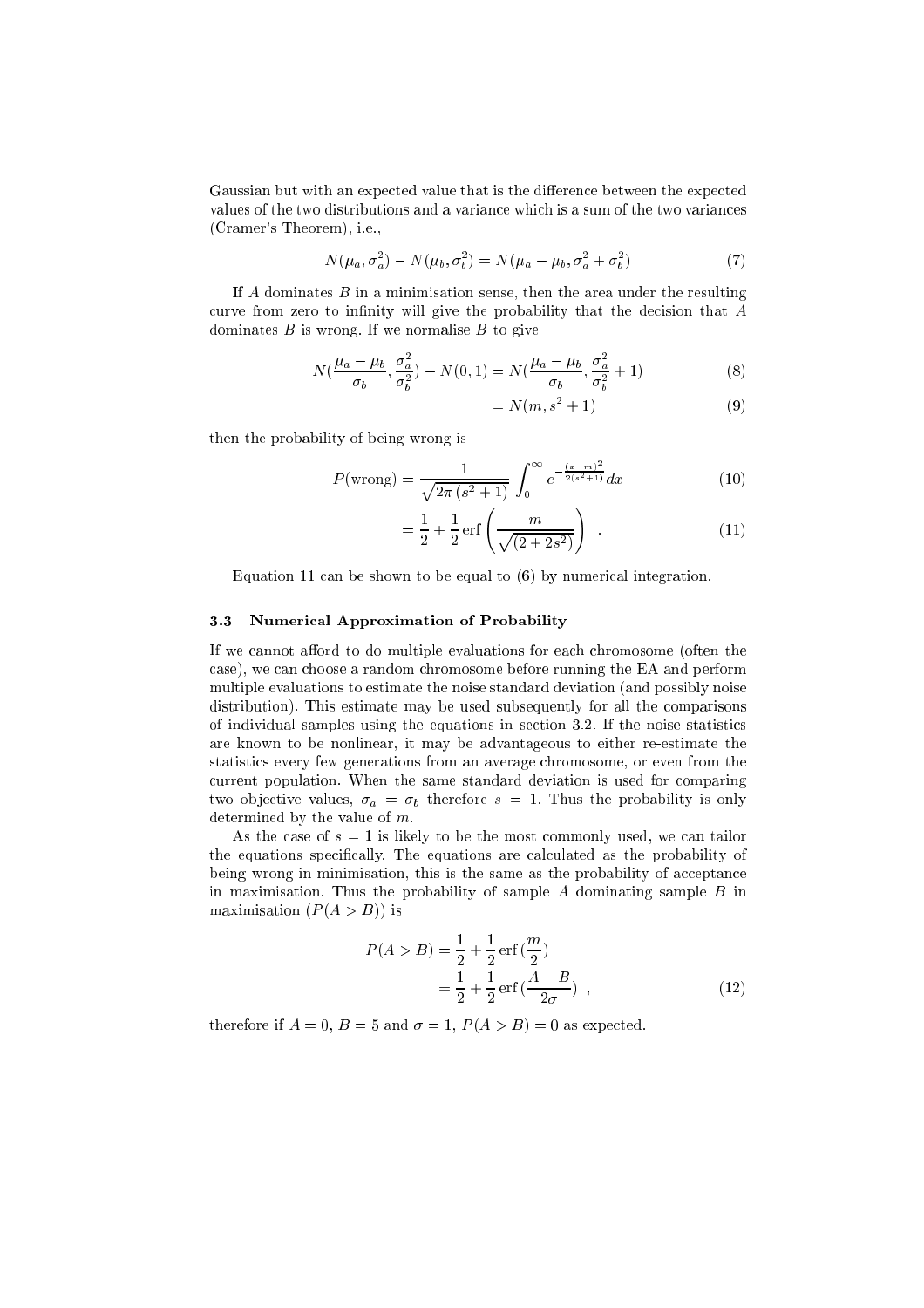Gaussian but with an expected value that is the difference between the expected values of the two distributions and a variance which is a sum of the two variances (Cramer's Theorem), i.e.,

$$N(\mu_a, \sigma_a^2) - N(\mu_b, \sigma_b^2) = N(\mu_a - \mu_b, \sigma_a^2 + \sigma_b^2) \tag{7}$$

If $A$ dominates $B$ in a minimisation sense, then the area under the resulting curve from zero to infinity will give the probability that the decision that $A$ dominates $B$ is wrong. If we normalise $B$ to give

$$N(\frac{\mu_a - \mu_b}{\sigma_b}, \frac{\sigma_a^2}{\sigma_b^2}) - N(0, 1) = N(\frac{\mu_a - \mu_b}{\sigma_b}, \frac{\sigma_a^2}{\sigma_b^2} + 1) \tag{8}$$

$$= N(m, s^2 + 1) \tag{9}$$

then the probability of being wrong is

$$P(\text{wrong}) = \frac{1}{\sqrt{2\pi\,(s^2+1)}} \int_0^{\infty} e^{-\frac{(x-m)^2}{2(s^2+1)}} dx \tag{10}$$

$$= \frac{1}{2} + \frac{1}{2}\,\text{erf}\left(\frac{m}{\sqrt{(2+2s^2)}}\right) \quad . \tag{11}$$

Equation 11 can be shown to be equal to (6) by numerical integration.

### 3.3 Numerical Approximation of Probability

If we cannot afford to do multiple evaluations for each chromosome (often the case), we can choose a random chromosome before running the EA and perform multiple evaluations to estimate the noise standard deviation (and possibly noise distribution). This estimate may be used subsequently for all the comparisons of individual samples using the equations in section 3.2. If the noise statistics are known to be nonlinear, it may be advantageous to either re-estimate the statistics every few generations from an average chromosome, or even from the current population. When the same standard deviation is used for comparing two objective values, $\sigma_a = \sigma_b$ therefore $s = 1$. Thus the probability is only determined by the value of $m$.

As the case of $s = 1$ is likely to be the most commonly used, we can tailor the equations specifically. The equations are calculated as the probability of being wrong in minimisation, this is the same as the probability of acceptance in maximisation. Thus the probability of sample $A$ dominating sample $B$ in maximisation ($P(A > B)$) is

$$P(A > B) = \frac{1}{2} + \frac{1}{2}\,\text{erf}\,(\frac{m}{2})$$

$$= \frac{1}{2} + \frac{1}{2}\,\text{erf}\,(\frac{A - B}{2\sigma}) \quad , \tag{12}$$

therefore if $A = 0$, $B = 5$ and $\sigma = 1$, $P(A > B) = 0$ as expected.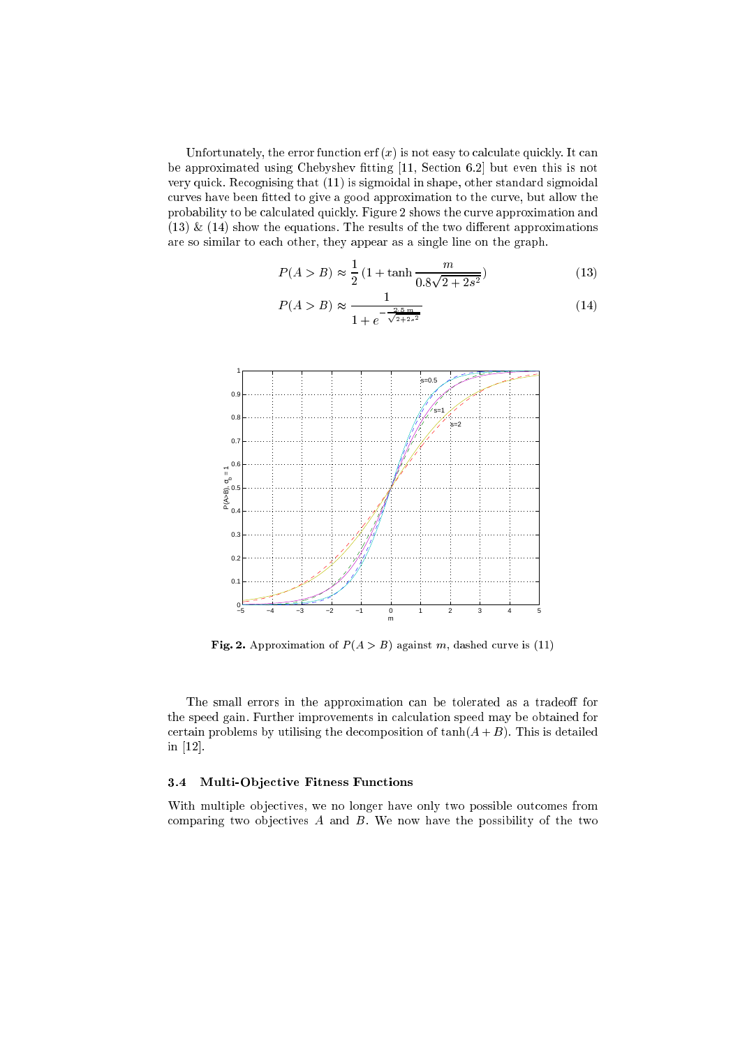Unfortunately, the error function $\text{erf}(x)$ is not easy to calculate quickly. It can be approximated using Chebyshev fitting [11, Section 6.2] but even this is not very quick. Recognising that (11) is sigmoidal in shape, other standard sigmoidal curves have been fitted to give a good approximation to the curve, but allow the probability to be calculated quickly. Figure 2 shows the curve approximation and (13) & (14) show the equations. The results of the two different approximations are so similar to each other, they appear as a single line on the graph.

$$P(A > B) \approx \frac{1}{2}(1 + \tanh \frac{m}{0.8\sqrt{2 + 2s^2}}) \tag{13}$$

$$P(A > B) \approx \frac{1}{1 + e^{-\frac{2.5\,m}{\sqrt{2+2s^2}}}} \tag{14}$$

Fig. 2. Approximation of $P(A > B)$ against $m$, dashed curve is (11)

The small errors in the approximation can be tolerated as a tradeoff for the speed gain. Further improvements in calculation speed may be obtained for certain problems by utilising the decomposition of $\tanh(A + B)$. This is detailed in [12].

### 3.4 Multi-Objective Fitness Functions

With multiple objectives, we no longer have only two possible outcomes from comparing two objectives $A$ and $B$. We now have the possibility of the two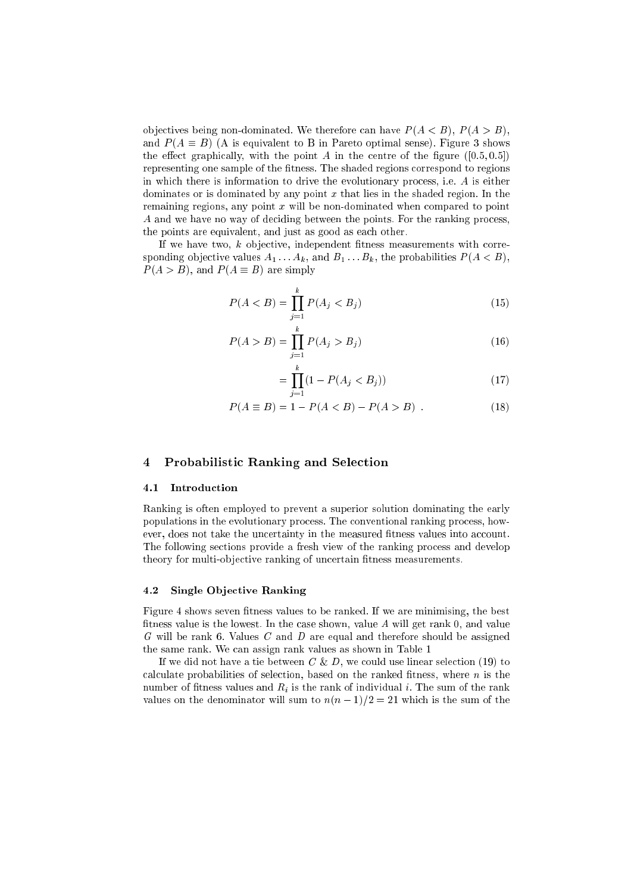objectives being non-dominated. We therefore can have $P(A < B)$, $P(A > B)$, and $P(A \equiv B)$ (A is equivalent to B in Pareto optimal sense). Figure 3 shows the effect graphically, with the point $A$ in the centre of the figure ($[0.5, 0.5]$) representing one sample of the fitness. The shaded regions correspond to regions in which there is information to drive the evolutionary process, i.e. $A$ is either dominates or is dominated by any point $x$ that lies in the shaded region. In the remaining regions, any point $x$ will be non-dominated when compared to point $A$ and we have no way of deciding between the points. For the ranking process, the points are equivalent, and just as good as each other.

If we have two, $k$ objective, independent fitness measurements with corresponding objective values $A_1 \ldots A_k$, and $B_1 \ldots B_k$, the probabilities $P(A < B)$, $P(A > B)$, and $P(A \equiv B)$ are simply

$$P(A < B) = \prod_{j=1}^{k} P(A_j < B_j) \tag{15}$$

$$P(A > B) = \prod_{j=1}^{k} P(A_j > B_j) \tag{16}$$

$$= \prod_{j=1}^{k} (1 - P(A_j < B_j)) \tag{17}$$

$$P(A \equiv B) = 1 - P(A < B) - P(A > B) \ . \tag{18}$$

## 4 Probabilistic Ranking and Selection

### 4.1 Introduction

Ranking is often employed to prevent a superior solution dominating the early populations in the evolutionary process. The conventional ranking process, however, does not take the uncertainty in the measured fitness values into account. The following sections provide a fresh view of the ranking process and develop theory for multi-objective ranking of uncertain fitness measurements.

### 4.2 Single Objective Ranking

Figure 4 shows seven fitness values to be ranked. If we are minimising, the best fitness value is the lowest. In the case shown, value $A$ will get rank 0, and value $G$ will be rank 6. Values $C$ and $D$ are equal and therefore should be assigned the same rank. We can assign rank values as shown in Table 1

If we did not have a tie between $C$ & $D$, we could use linear selection (19) to calculate probabilities of selection, based on the ranked fitness, where $n$ is the number of fitness values and $R_i$ is the rank of individual $i$. The sum of the rank values on the denominator will sum to $n(n-1)/2 = 21$ which is the sum of the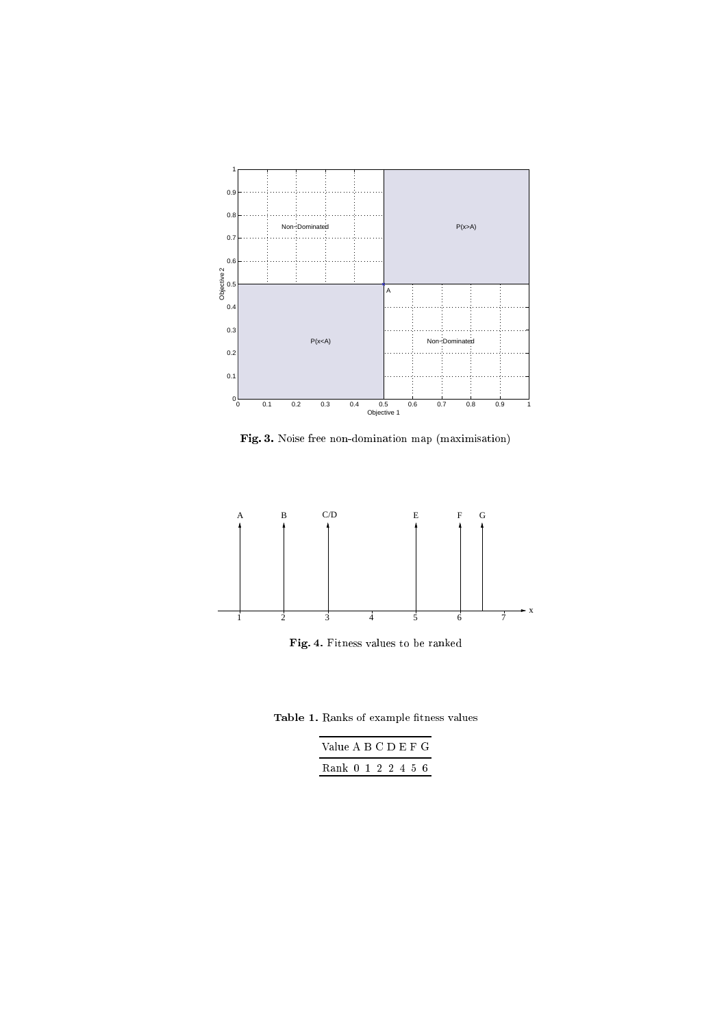**Fig. 3.** Noise free non-domination map (maximisation)

**Fig. 4.** Fitness values to be ranked

**Table 1.** Ranks of example fitness values

| Value | A | B | C | D | E | F | G |
|---|---|---|---|---|---|---|---|
| Rank | 0 | 1 | 2 | 2 | 4 | 5 | 6 |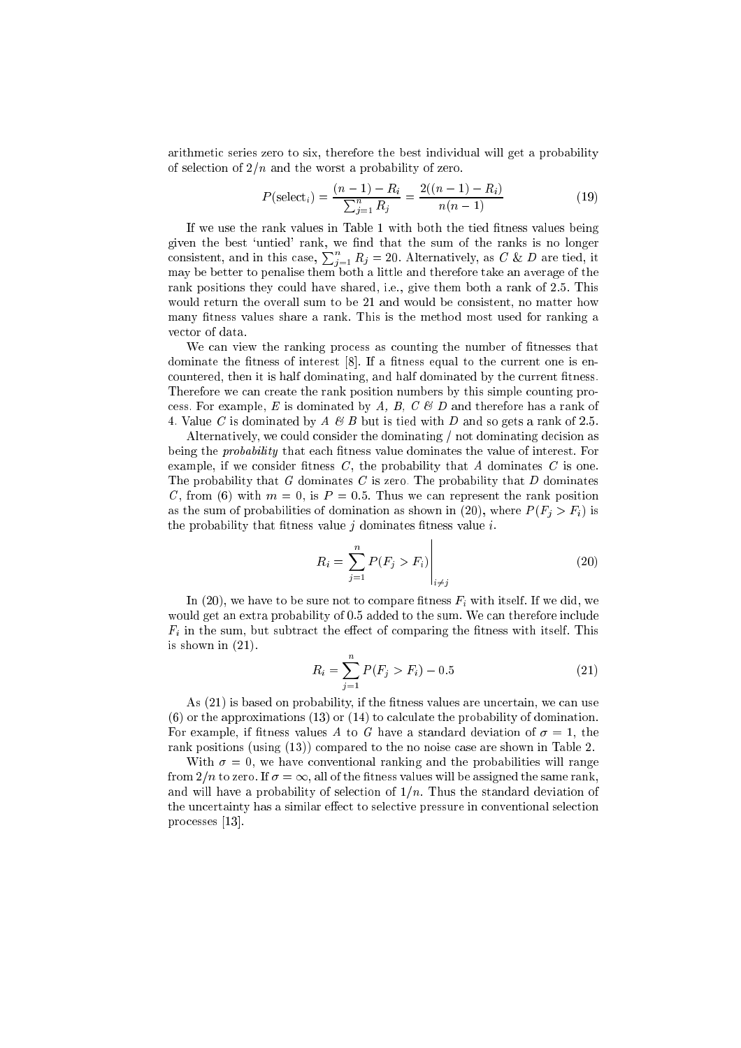arithmetic series zero to six, therefore the best individual will get a probability of selection of $2/n$ and the worst a probability of zero.

$$P(\text{select}_i) = \frac{(n-1) - R_i}{\sum_{j=1}^{n} R_j} = \frac{2((n-1) - R_i)}{n(n-1)} \tag{19}$$

If we use the rank values in Table 1 with both the tied fitness values being given the best 'untied' rank, we find that the sum of the ranks is no longer consistent, and in this case, $\sum_{j=1}^{n} R_j = 20$. Alternatively, as $C$ & $D$ are tied, it may be better to penalise them both a little and therefore take an average of the rank positions they could have shared, i.e., give them both a rank of 2.5. This would return the overall sum to be 21 and would be consistent, no matter how many fitness values share a rank. This is the method most used for ranking a vector of data.

We can view the ranking process as counting the number of fitnesses that dominate the fitness of interest [8]. If a fitness equal to the current one is encountered, then it is half dominating, and half dominated by the current fitness. Therefore we can create the rank position numbers by this simple counting process. For example, $E$ is dominated by $A$, $B$, $C$ & $D$ and therefore has a rank of 4. Value $C$ is dominated by $A$ & $B$ but is tied with $D$ and so gets a rank of 2.5.

Alternatively, we could consider the dominating / not dominating decision as being the *probability* that each fitness value dominates the value of interest. For example, if we consider fitness $C$, the probability that $A$ dominates $C$ is one. The probability that $G$ dominates $C$ is zero. The probability that $D$ dominates $C$, from (6) with $m = 0$, is $P = 0.5$. Thus we can represent the rank position as the sum of probabilities of domination as shown in (20), where $P(F_j > F_i)$ is the probability that fitness value $j$ dominates fitness value $i$.

$$R_i = \sum_{j=1}^{n} P(F_j > F_i) \bigg|_{i \neq j} \tag{20}$$

In (20), we have to be sure not to compare fitness $F_i$ with itself. If we did, we would get an extra probability of 0.5 added to the sum. We can therefore include $F_i$ in the sum, but subtract the effect of comparing the fitness with itself. This is shown in (21).

$$R_i = \sum_{j=1}^{n} P(F_j > F_i) - 0.5 \tag{21}$$

As (21) is based on probability, if the fitness values are uncertain, we can use (6) or the approximations (13) or (14) to calculate the probability of domination. For example, if fitness values $A$ to $G$ have a standard deviation of $\sigma = 1$, the rank positions (using (13)) compared to the no noise case are shown in Table 2.

With $\sigma = 0$, we have conventional ranking and the probabilities will range from $2/n$ to zero. If $\sigma = \infty$, all of the fitness values will be assigned the same rank, and will have a probability of selection of $1/n$. Thus the standard deviation of the uncertainty has a similar effect to selective pressure in conventional selection processes [13].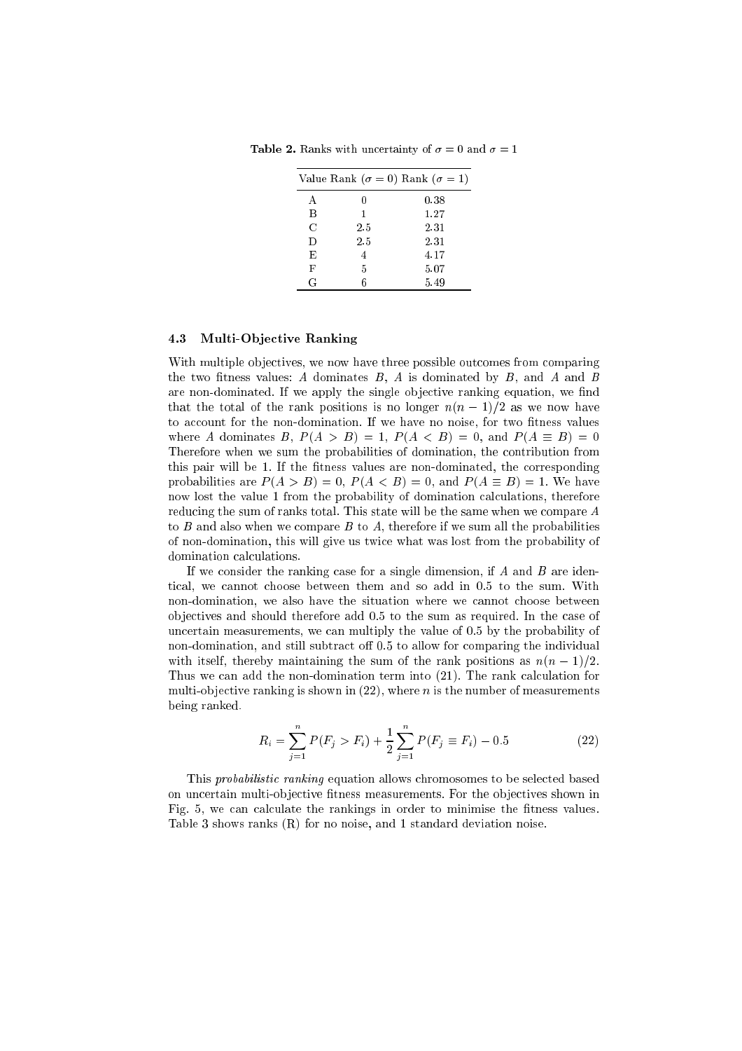**Table 2.** Ranks with uncertainty of $\sigma = 0$ and $\sigma = 1$

| Value | Rank ($\sigma = 0$) | Rank ($\sigma = 1$) |
|---|---|---|
| A | 0 | 0.38 |
| B | 1 | 1.27 |
| C | 2.5 | 2.31 |
| D | 2.5 | 2.31 |
| E | 4 | 4.17 |
| F | 5 | 5.07 |
| G | 6 | 5.49 |

### 4.3 Multi-Objective Ranking

With multiple objectives, we now have three possible outcomes from comparing the two fitness values: $A$ dominates $B$, $A$ is dominated by $B$, and $A$ and $B$ are non-dominated. If we apply the single objective ranking equation, we find that the total of the rank positions is no longer $n(n-1)/2$ as we now have to account for the non-domination. If we have no noise, for two fitness values where $A$ dominates $B$, $P(A > B) = 1$, $P(A < B) = 0$, and $P(A \equiv B) = 0$ Therefore when we sum the probabilities of domination, the contribution from this pair will be 1. If the fitness values are non-dominated, the corresponding probabilities are $P(A > B) = 0$, $P(A < B) = 0$, and $P(A \equiv B) = 1$. We have now lost the value 1 from the probability of domination calculations, therefore reducing the sum of ranks total. This state will be the same when we compare $A$ to $B$ and also when we compare $B$ to $A$, therefore if we sum all the probabilities of non-domination, this will give us twice what was lost from the probability of domination calculations.

If we consider the ranking case for a single dimension, if $A$ and $B$ are identical, we cannot choose between them and so add in 0.5 to the sum. With non-domination, we also have the situation where we cannot choose between objectives and should therefore add 0.5 to the sum as required. In the case of uncertain measurements, we can multiply the value of 0.5 by the probability of non-domination, and still subtract off 0.5 to allow for comparing the individual with itself, thereby maintaining the sum of the rank positions as $n(n-1)/2$. Thus we can add the non-domination term into (21). The rank calculation for multi-objective ranking is shown in (22), where $n$ is the number of measurements being ranked.

$$R_i = \sum_{j=1}^{n} P(F_j > F_i) + \frac{1}{2} \sum_{j=1}^{n} P(F_j \equiv F_i) - 0.5 \qquad (22)$$

This *probabilistic ranking* equation allows chromosomes to be selected based on uncertain multi-objective fitness measurements. For the objectives shown in Fig. 5, we can calculate the rankings in order to minimise the fitness values. Table 3 shows ranks (R) for no noise, and 1 standard deviation noise.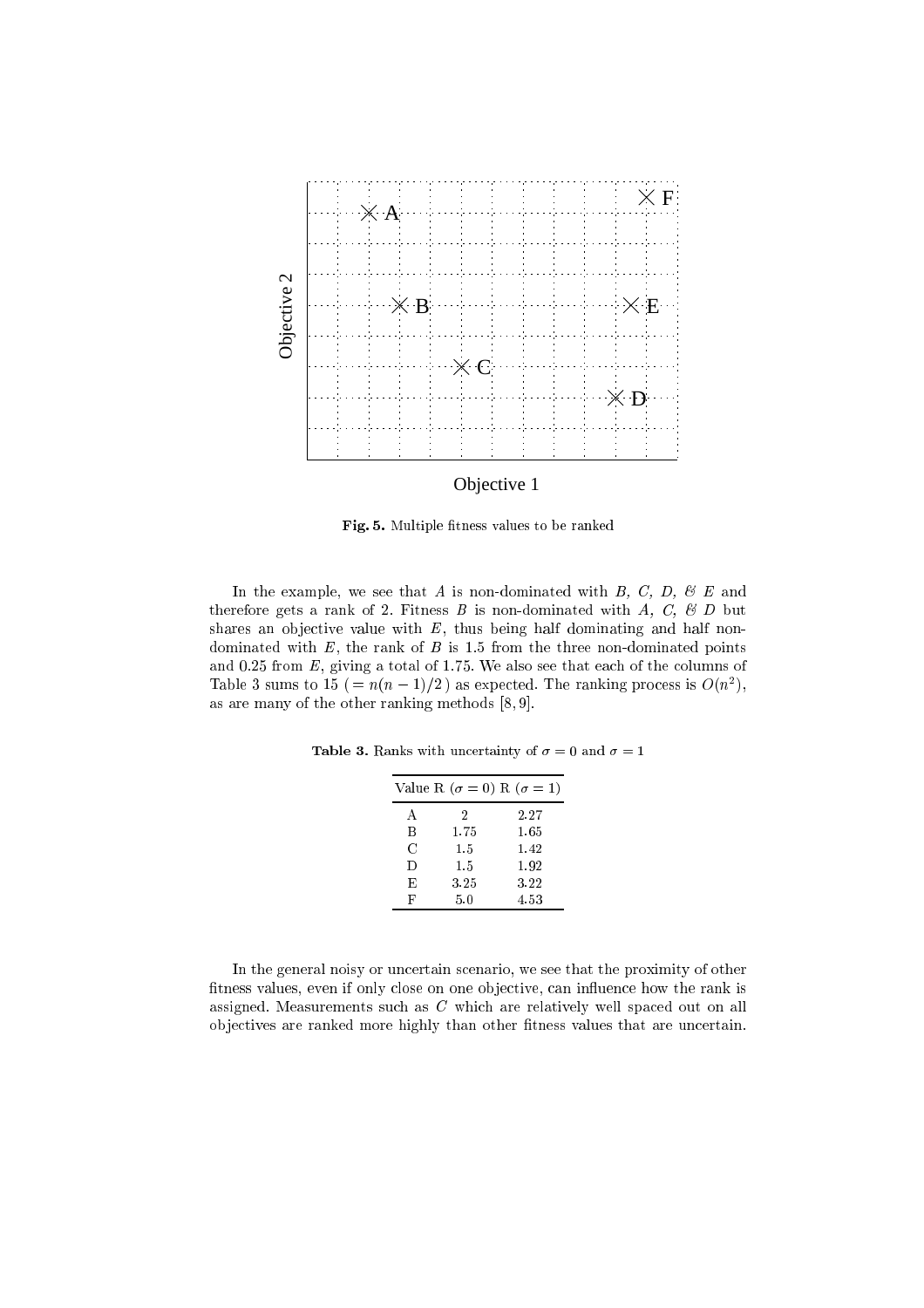Fig. 5. Multiple fitness values to be ranked

In the example, we see that $A$ is non-dominated with $B$, $C$, $D$, & $E$ and therefore gets a rank of 2. Fitness $B$ is non-dominated with $A$, $C$, & $D$ but shares an objective value with $E$, thus being half dominating and half non-dominated with $E$, the rank of $B$ is 1.5 from the three non-dominated points and 0.25 from $E$, giving a total of 1.75. We also see that each of the columns of Table 3 sums to 15 ($= n(n-1)/2$) as expected. The ranking process is $O(n^2)$, as are many of the other ranking methods [8, 9].

**Table 3.** Ranks with uncertainty of $\sigma = 0$ and $\sigma = 1$

| Value | R ($\sigma = 0$) | R ($\sigma = 1$) |
|---|---|---|
| A | 2 | 2.27 |
| B | 1.75 | 1.65 |
| C | 1.5 | 1.42 |
| D | 1.5 | 1.92 |
| E | 3.25 | 3.22 |
| F | 5.0 | 4.53 |

In the general noisy or uncertain scenario, we see that the proximity of other fitness values, even if only close on one objective, can influence how the rank is assigned. Measurements such as $C$ which are relatively well spaced out on all objectives are ranked more highly than other fitness values that are uncertain.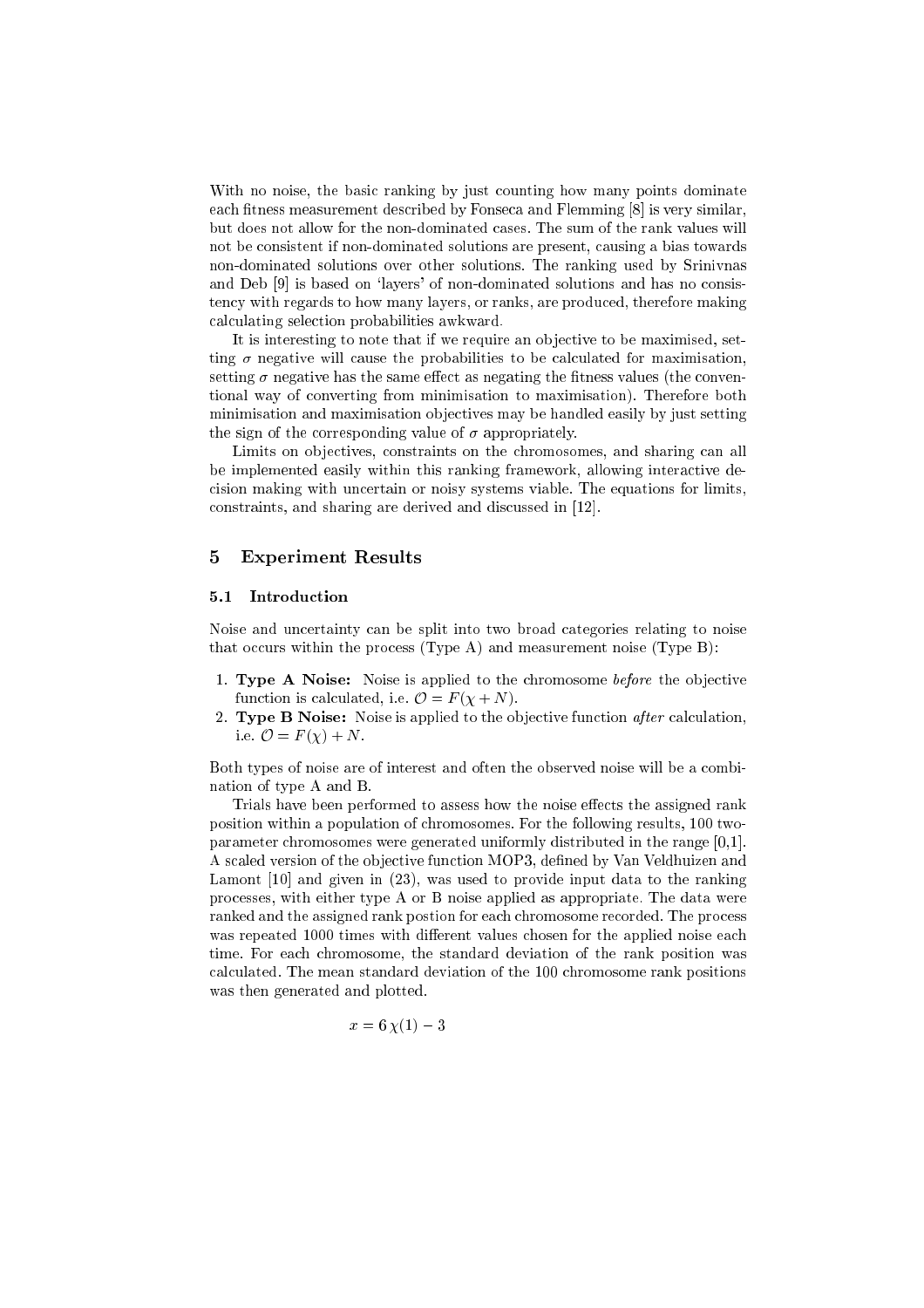With no noise, the basic ranking by just counting how many points dominate each fitness measurement described by Fonseca and Flemming [8] is very similar, but does not allow for the non-dominated cases. The sum of the rank values will not be consistent if non-dominated solutions are present, causing a bias towards non-dominated solutions over other solutions. The ranking used by Srinivnas and Deb [9] is based on 'layers' of non-dominated solutions and has no consistency with regards to how many layers, or ranks, are produced, therefore making calculating selection probabilities awkward.

It is interesting to note that if we require an objective to be maximised, setting $\sigma$ negative will cause the probabilities to be calculated for maximisation, setting $\sigma$ negative has the same effect as negating the fitness values (the conventional way of converting from minimisation to maximisation). Therefore both minimisation and maximisation objectives may be handled easily by just setting the sign of the corresponding value of $\sigma$ appropriately.

Limits on objectives, constraints on the chromosomes, and sharing can all be implemented easily within this ranking framework, allowing interactive decision making with uncertain or noisy systems viable. The equations for limits, constraints, and sharing are derived and discussed in [12].

## 5 Experiment Results

### 5.1 Introduction

Noise and uncertainty can be split into two broad categories relating to noise that occurs within the process (Type A) and measurement noise (Type B):

1. **Type A Noise:** Noise is applied to the chromosome *before* the objective function is calculated, i.e. $\mathcal{O} = F(\chi + N)$.
2. **Type B Noise:** Noise is applied to the objective function *after* calculation, i.e. $\mathcal{O} = F(\chi) + N$.

Both types of noise are of interest and often the observed noise will be a combination of type A and B.

Trials have been performed to assess how the noise effects the assigned rank position within a population of chromosomes. For the following results, 100 two-parameter chromosomes were generated uniformly distributed in the range [0,1]. A scaled version of the objective function MOP3, defined by Van Veldhuizen and Lamont [10] and given in (23), was used to provide input data to the ranking processes, with either type A or B noise applied as appropriate. The data were ranked and the assigned rank postion for each chromosome recorded. The process was repeated 1000 times with different values chosen for the applied noise each time. For each chromosome, the standard deviation of the rank position was calculated. The mean standard deviation of the 100 chromosome rank positions was then generated and plotted.

$$x = 6\,\chi(1) - 3$$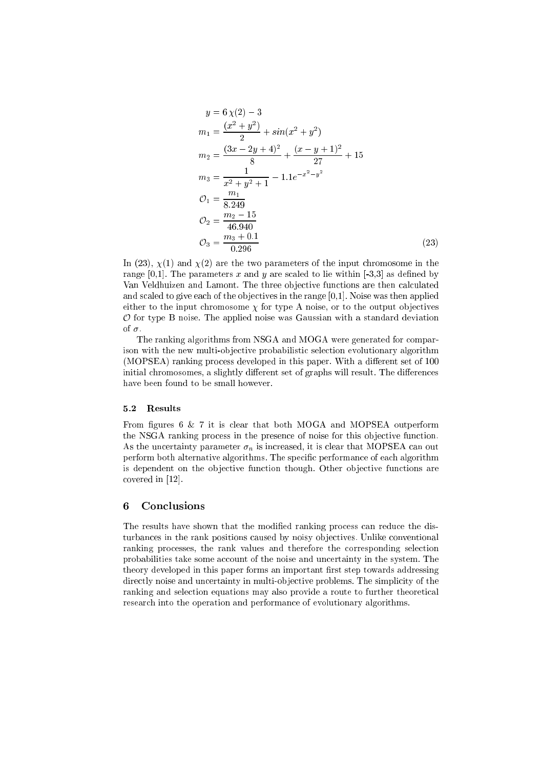$$
\begin{aligned}
y &= 6\,\chi(2) - 3 \\
m_1 &= \frac{(x^2+y^2)}{2} + sin(x^2+y^2) \\
m_2 &= \frac{(3x-2y+4)^2}{8} + \frac{(x-y+1)^2}{27} + 15 \\
m_3 &= \frac{1}{x^2+y^2+1} - 1.1e^{-x^2-y^2} \\
\mathcal{O}_1 &= \frac{m_1}{8.249} \\
\mathcal{O}_2 &= \frac{m_2 - 15}{46.940} \\
\mathcal{O}_3 &= \frac{m_3 + 0.1}{0.296}
\end{aligned}
\tag{23}
$$

In (23), $\chi(1)$ and $\chi(2)$ are the two parameters of the input chromosome in the range [0,1]. The parameters $x$ and $y$ are scaled to lie within [-3,3] as defined by Van Veldhuizen and Lamont. The three objective functions are then calculated and scaled to give each of the objectives in the range [0,1]. Noise was then applied either to the input chromosome $\chi$ for type A noise, or to the output objectives $\mathcal{O}$ for type B noise. The applied noise was Gaussian with a standard deviation of $\sigma$.

The ranking algorithms from NSGA and MOGA were generated for comparison with the new multi-objective probabilistic selection evolutionary algorithm (MOPSEA) ranking process developed in this paper. With a different set of 100 initial chromosomes, a slightly different set of graphs will result. The differences have been found to be small however.

### 5.2 Results

From figures 6 & 7 it is clear that both MOGA and MOPSEA outperform the NSGA ranking process in the presence of noise for this objective function. As the uncertainty parameter $\sigma_n$ is increased, it is clear that MOPSEA can out perform both alternative algorithms. The specific performance of each algorithm is dependent on the objective function though. Other objective functions are covered in [12].

## 6 Conclusions

The results have shown that the modified ranking process can reduce the disturbances in the rank positions caused by noisy objectives. Unlike conventional ranking processes, the rank values and therefore the corresponding selection probabilities take some account of the noise and uncertainty in the system. The theory developed in this paper forms an important first step towards addressing directly noise and uncertainty in multi-objective problems. The simplicity of the ranking and selection equations may also provide a route to further theoretical research into the operation and performance of evolutionary algorithms.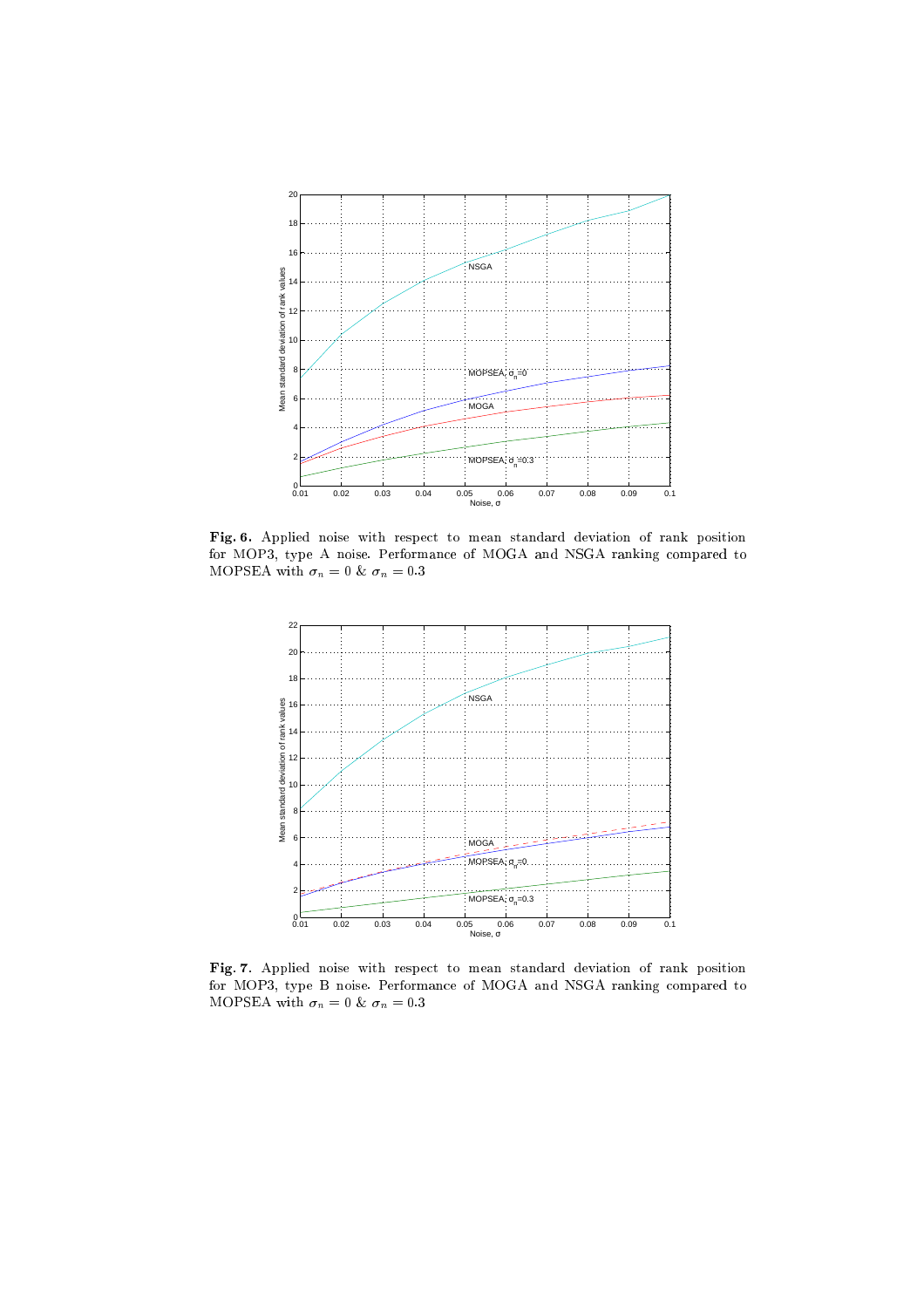**Fig. 6.** Applied noise with respect to mean standard deviation of rank position for MOP3, type A noise. Performance of MOGA and NSGA ranking compared to MOPSEA with $\sigma_n = 0$ & $\sigma_n = 0.3$

**Fig. 7.** Applied noise with respect to mean standard deviation of rank position for MOP3, type B noise. Performance of MOGA and NSGA ranking compared to MOPSEA with $\sigma_n = 0$ & $\sigma_n = 0.3$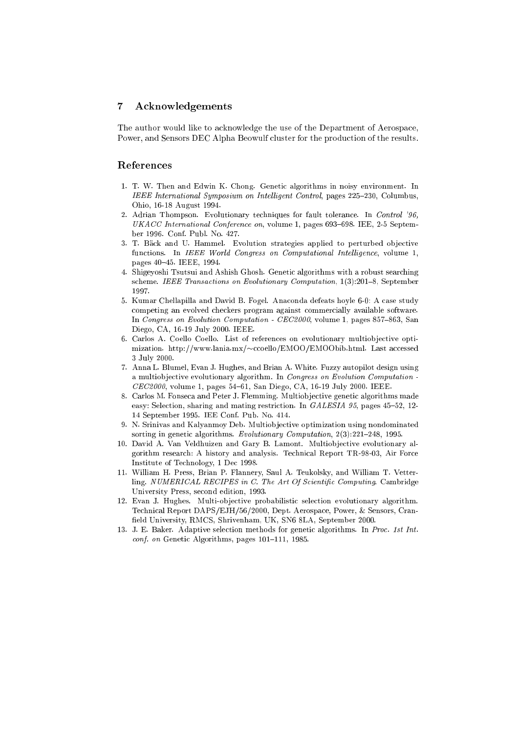## 7 Acknowledgements

The author would like to acknowledge the use of the Department of Aerospace, Power, and Sensors DEC Alpha Beowulf cluster for the production of the results.

## References

1. T. W. Then and Edwin K. Chong. Genetic algorithms in noisy environment. In *IEEE International Symposium on Intelligent Control*, pages 225–230, Columbus, Ohio, 16-18 August 1994.
2. Adrian Thompson. Evolutionary techniques for fault tolerance. In *Control '96, UKACC International Conference on*, volume 1, pages 693–698. IEE, 2-5 September 1996. Conf. Publ. No. 427.
3. T. Bäck and U. Hammel. Evolution strategies applied to perturbed objective functions. In *IEEE World Congress on Computational Intelligence*, volume 1, pages 40–45. IEEE, 1994.
4. Shigeyoshi Tsutsui and Ashish Ghosh. Genetic algorithms with a robust searching scheme. *IEEE Transactions on Evolutionary Computation*, 1(3):201–8, September 1997.
5. Kumar Chellapilla and David B. Fogel. Anaconda defeats hoyle 6-0: A case study competing an evolved checkers program against commercially available software. In *Congress on Evolution Computation - CEC2000*, volume 1, pages 857–863, San Diego, CA, 16-19 July 2000. IEEE.
6. Carlos A. Coello Coello. List of references on evolutionary multiobjective optimization. http://www.lania.mx/~ccoello/EMOO/EMOObib.html. Last accessed 3 July 2000.
7. Anna L. Blumel, Evan J. Hughes, and Brian A. White. Fuzzy autopilot design using a multiobjective evolutionary algorithm. In *Congress on Evolution Computation - CEC2000*, volume 1, pages 54–61, San Diego, CA, 16-19 July 2000. IEEE.
8. Carlos M. Fonseca and Peter J. Flemming. Multiobjective genetic algorithms made easy: Selection, sharing and mating restriction. In *GALESIA 95*, pages 45–52, 12-14 September 1995. IEE Conf. Pub. No. 414.
9. N. Srinivas and Kalyanmoy Deb. Multiobjective optimization using nondominated sorting in genetic algorithms. *Evolutionary Computation*, 2(3):221–248, 1995.
10. David A. Van Veldhuizen and Gary B. Lamont. Multiobjective evolutionary algorithm research: A history and analysis. Technical Report TR-98-03, Air Force Institute of Technology, 1 Dec 1998.
11. William H. Press, Brian P. Flannery, Saul A. Teukolsky, and William T. Vetterling. *NUMERICAL RECIPES in C. The Art Of Scientific Computing*. Cambridge University Press, second edition, 1993.
12. Evan J. Hughes. Multi-objective probabilistic selection evolutionary algorithm. Technical Report DAPS/EJH/56/2000, Dept. Aerospace, Power, & Sensors, Cranfield University, RMCS, Shrivenham, UK, SN6 8LA, September 2000.
13. J. E. Baker. Adaptive selection methods for genetic algorithms. In *Proc. 1st Int. conf. on* Genetic Algorithms, pages 101–111, 1985.